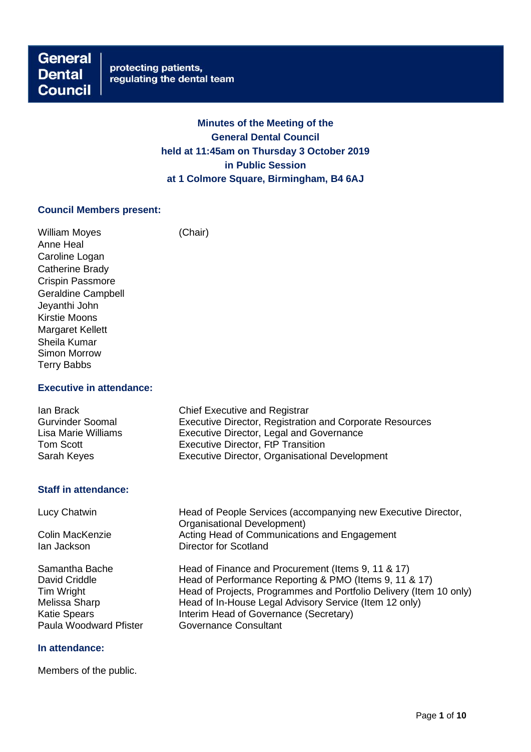**General Dental Council** | protecting patients, regulating the dental team

# Minutes of the Meeting of the General Dental Council held at 11:45am on Thursday 3 October 2019 in Public Session at 1 Colmore Square, Birmingham, B4 6AJ

## Council Members present:

| | |
|---|---|
| William Moyes | (Chair) |
| Anne Heal | |
| Caroline Logan | |
| Catherine Brady | |
| Crispin Passmore | |
| Geraldine Campbell | |
| Jeyanthi John | |
| Kirstie Moons | |
| Margaret Kellett | |
| Sheila Kumar | |
| Simon Morrow | |
| Terry Babbs | |

## Executive in attendance:

| | |
|---|---|
| Ian Brack | Chief Executive and Registrar |
| Gurvinder Soomal | Executive Director, Registration and Corporate Resources |
| Lisa Marie Williams | Executive Director, Legal and Governance |
| Tom Scott | Executive Director, FtP Transition |
| Sarah Keyes | Executive Director, Organisational Development |

## Staff in attendance:

| | |
|---|---|
| Lucy Chatwin | Head of People Services (accompanying new Executive Director, Organisational Development) |
| Colin MacKenzie | Acting Head of Communications and Engagement |
| Ian Jackson | Director for Scotland |
| Samantha Bache | Head of Finance and Procurement (Items 9, 11 & 17) |
| David Criddle | Head of Performance Reporting & PMO (Items 9, 11 & 17) |
| Tim Wright | Head of Projects, Programmes and Portfolio Delivery (Item 10 only) |
| Melissa Sharp | Head of In-House Legal Advisory Service (Item 12 only) |
| Katie Spears | Interim Head of Governance (Secretary) |
| Paula Woodward Pfister | Governance Consultant |

## In attendance:

Members of the public.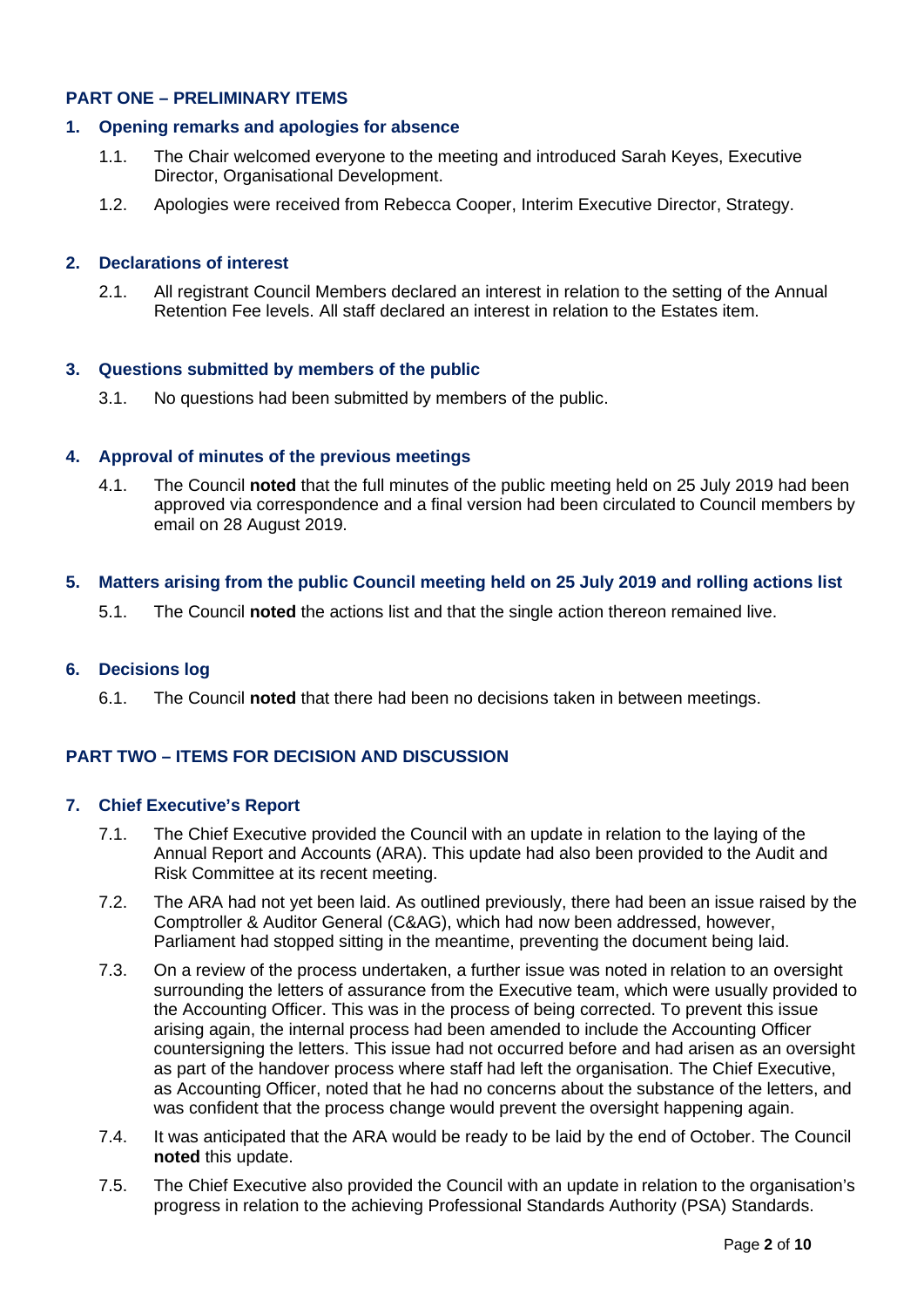## PART ONE – PRELIMINARY ITEMS

### 1. Opening remarks and apologies for absence

1.1. The Chair welcomed everyone to the meeting and introduced Sarah Keyes, Executive Director, Organisational Development.

1.2. Apologies were received from Rebecca Cooper, Interim Executive Director, Strategy.

### 2. Declarations of interest

2.1. All registrant Council Members declared an interest in relation to the setting of the Annual Retention Fee levels. All staff declared an interest in relation to the Estates item.

### 3. Questions submitted by members of the public

3.1. No questions had been submitted by members of the public.

### 4. Approval of minutes of the previous meetings

4.1. The Council **noted** that the full minutes of the public meeting held on 25 July 2019 had been approved via correspondence and a final version had been circulated to Council members by email on 28 August 2019.

### 5. Matters arising from the public Council meeting held on 25 July 2019 and rolling actions list

5.1. The Council **noted** the actions list and that the single action thereon remained live.

### 6. Decisions log

6.1. The Council **noted** that there had been no decisions taken in between meetings.

## PART TWO – ITEMS FOR DECISION AND DISCUSSION

### 7. Chief Executive's Report

7.1. The Chief Executive provided the Council with an update in relation to the laying of the Annual Report and Accounts (ARA). This update had also been provided to the Audit and Risk Committee at its recent meeting.

7.2. The ARA had not yet been laid. As outlined previously, there had been an issue raised by the Comptroller & Auditor General (C&AG), which had now been addressed, however, Parliament had stopped sitting in the meantime, preventing the document being laid.

7.3. On a review of the process undertaken, a further issue was noted in relation to an oversight surrounding the letters of assurance from the Executive team, which were usually provided to the Accounting Officer. This was in the process of being corrected. To prevent this issue arising again, the internal process had been amended to include the Accounting Officer countersigning the letters. This issue had not occurred before and had arisen as an oversight as part of the handover process where staff had left the organisation. The Chief Executive, as Accounting Officer, noted that he had no concerns about the substance of the letters, and was confident that the process change would prevent the oversight happening again.

7.4. It was anticipated that the ARA would be ready to be laid by the end of October. The Council **noted** this update.

7.5. The Chief Executive also provided the Council with an update in relation to the organisation's progress in relation to the achieving Professional Standards Authority (PSA) Standards.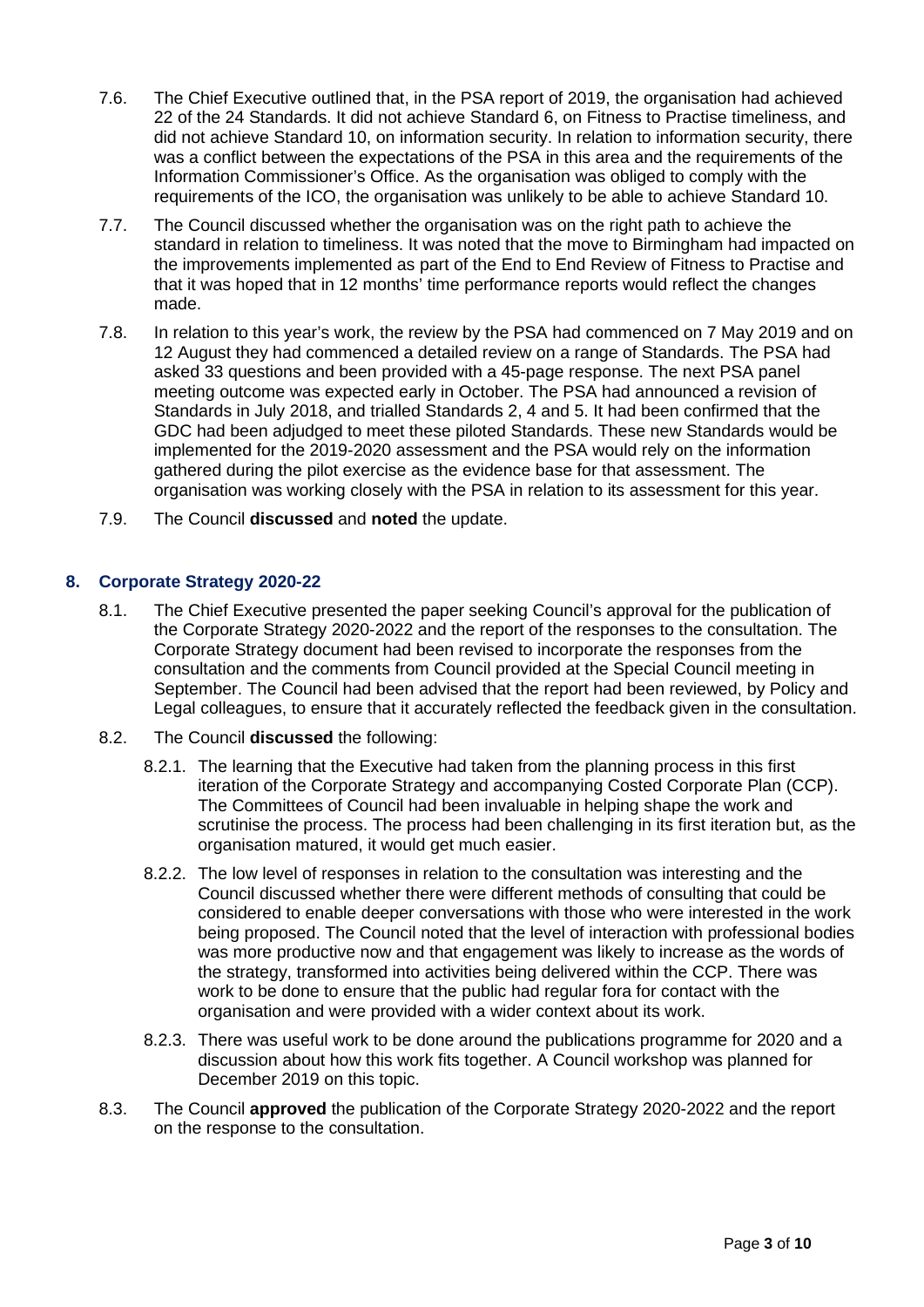7.6. The Chief Executive outlined that, in the PSA report of 2019, the organisation had achieved 22 of the 24 Standards. It did not achieve Standard 6, on Fitness to Practise timeliness, and did not achieve Standard 10, on information security. In relation to information security, there was a conflict between the expectations of the PSA in this area and the requirements of the Information Commissioner's Office. As the organisation was obliged to comply with the requirements of the ICO, the organisation was unlikely to be able to achieve Standard 10.

7.7. The Council discussed whether the organisation was on the right path to achieve the standard in relation to timeliness. It was noted that the move to Birmingham had impacted on the improvements implemented as part of the End to End Review of Fitness to Practise and that it was hoped that in 12 months' time performance reports would reflect the changes made.

7.8. In relation to this year's work, the review by the PSA had commenced on 7 May 2019 and on 12 August they had commenced a detailed review on a range of Standards. The PSA had asked 33 questions and been provided with a 45-page response. The next PSA panel meeting outcome was expected early in October. The PSA had announced a revision of Standards in July 2018, and trialled Standards 2, 4 and 5. It had been confirmed that the GDC had been adjudged to meet these piloted Standards. These new Standards would be implemented for the 2019-2020 assessment and the PSA would rely on the information gathered during the pilot exercise as the evidence base for that assessment. The organisation was working closely with the PSA in relation to its assessment for this year.

7.9. The Council **discussed** and **noted** the update.

## 8. Corporate Strategy 2020-22

8.1. The Chief Executive presented the paper seeking Council's approval for the publication of the Corporate Strategy 2020-2022 and the report of the responses to the consultation. The Corporate Strategy document had been revised to incorporate the responses from the consultation and the comments from Council provided at the Special Council meeting in September. The Council had been advised that the report had been reviewed, by Policy and Legal colleagues, to ensure that it accurately reflected the feedback given in the consultation.

8.2. The Council **discussed** the following:

8.2.1. The learning that the Executive had taken from the planning process in this first iteration of the Corporate Strategy and accompanying Costed Corporate Plan (CCP). The Committees of Council had been invaluable in helping shape the work and scrutinise the process. The process had been challenging in its first iteration but, as the organisation matured, it would get much easier.

8.2.2. The low level of responses in relation to the consultation was interesting and the Council discussed whether there were different methods of consulting that could be considered to enable deeper conversations with those who were interested in the work being proposed. The Council noted that the level of interaction with professional bodies was more productive now and that engagement was likely to increase as the words of the strategy, transformed into activities being delivered within the CCP. There was work to be done to ensure that the public had regular fora for contact with the organisation and were provided with a wider context about its work.

8.2.3. There was useful work to be done around the publications programme for 2020 and a discussion about how this work fits together. A Council workshop was planned for December 2019 on this topic.

8.3. The Council **approved** the publication of the Corporate Strategy 2020-2022 and the report on the response to the consultation.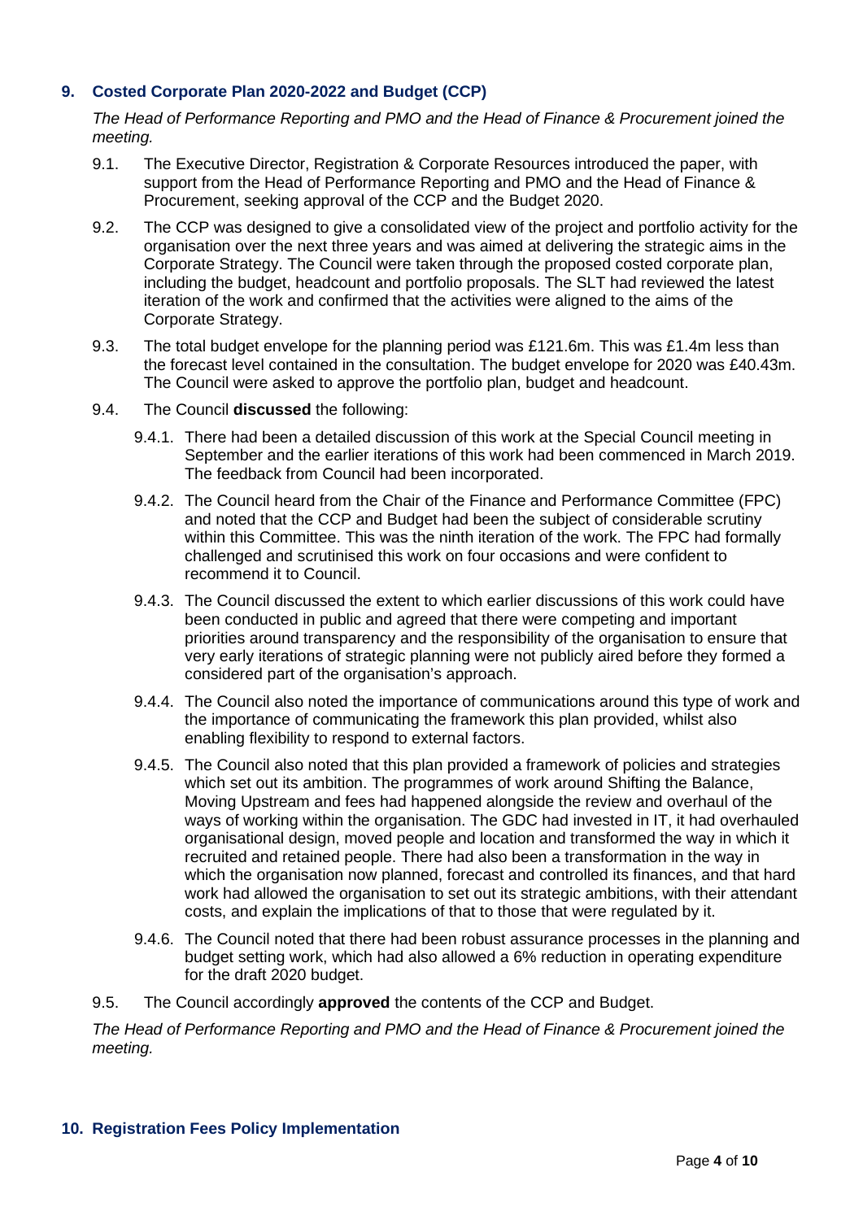## 9. Costed Corporate Plan 2020-2022 and Budget (CCP)

*The Head of Performance Reporting and PMO and the Head of Finance & Procurement joined the meeting.*

9.1. The Executive Director, Registration & Corporate Resources introduced the paper, with support from the Head of Performance Reporting and PMO and the Head of Finance & Procurement, seeking approval of the CCP and the Budget 2020.

9.2. The CCP was designed to give a consolidated view of the project and portfolio activity for the organisation over the next three years and was aimed at delivering the strategic aims in the Corporate Strategy. The Council were taken through the proposed costed corporate plan, including the budget, headcount and portfolio proposals. The SLT had reviewed the latest iteration of the work and confirmed that the activities were aligned to the aims of the Corporate Strategy.

9.3. The total budget envelope for the planning period was £121.6m. This was £1.4m less than the forecast level contained in the consultation. The budget envelope for 2020 was £40.43m. The Council were asked to approve the portfolio plan, budget and headcount.

9.4. The Council **discussed** the following:

9.4.1. There had been a detailed discussion of this work at the Special Council meeting in September and the earlier iterations of this work had been commenced in March 2019. The feedback from Council had been incorporated.

9.4.2. The Council heard from the Chair of the Finance and Performance Committee (FPC) and noted that the CCP and Budget had been the subject of considerable scrutiny within this Committee. This was the ninth iteration of the work. The FPC had formally challenged and scrutinised this work on four occasions and were confident to recommend it to Council.

9.4.3. The Council discussed the extent to which earlier discussions of this work could have been conducted in public and agreed that there were competing and important priorities around transparency and the responsibility of the organisation to ensure that very early iterations of strategic planning were not publicly aired before they formed a considered part of the organisation's approach.

9.4.4. The Council also noted the importance of communications around this type of work and the importance of communicating the framework this plan provided, whilst also enabling flexibility to respond to external factors.

9.4.5. The Council also noted that this plan provided a framework of policies and strategies which set out its ambition. The programmes of work around Shifting the Balance, Moving Upstream and fees had happened alongside the review and overhaul of the ways of working within the organisation. The GDC had invested in IT, it had overhauled organisational design, moved people and location and transformed the way in which it recruited and retained people. There had also been a transformation in the way in which the organisation now planned, forecast and controlled its finances, and that hard work had allowed the organisation to set out its strategic ambitions, with their attendant costs, and explain the implications of that to those that were regulated by it.

9.4.6. The Council noted that there had been robust assurance processes in the planning and budget setting work, which had also allowed a 6% reduction in operating expenditure for the draft 2020 budget.

9.5. The Council accordingly **approved** the contents of the CCP and Budget.

*The Head of Performance Reporting and PMO and the Head of Finance & Procurement joined the meeting.*

## 10. Registration Fees Policy Implementation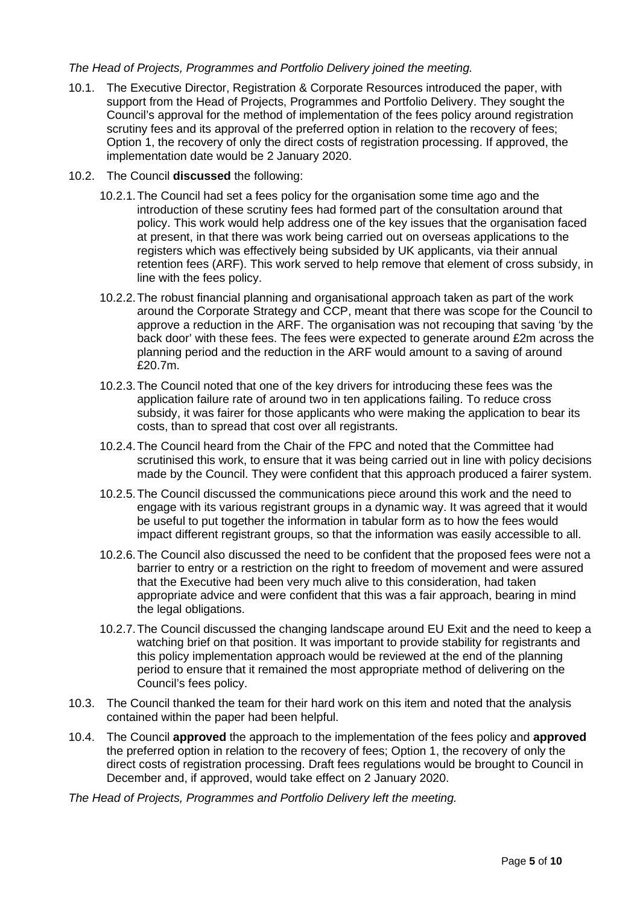*The Head of Projects, Programmes and Portfolio Delivery joined the meeting.*

10.1. The Executive Director, Registration & Corporate Resources introduced the paper, with support from the Head of Projects, Programmes and Portfolio Delivery. They sought the Council's approval for the method of implementation of the fees policy around registration scrutiny fees and its approval of the preferred option in relation to the recovery of fees; Option 1, the recovery of only the direct costs of registration processing. If approved, the implementation date would be 2 January 2020.

10.2. The Council **discussed** the following:

10.2.1. The Council had set a fees policy for the organisation some time ago and the introduction of these scrutiny fees had formed part of the consultation around that policy. This work would help address one of the key issues that the organisation faced at present, in that there was work being carried out on overseas applications to the registers which was effectively being subsided by UK applicants, via their annual retention fees (ARF). This work served to help remove that element of cross subsidy, in line with the fees policy.

10.2.2. The robust financial planning and organisational approach taken as part of the work around the Corporate Strategy and CCP, meant that there was scope for the Council to approve a reduction in the ARF. The organisation was not recouping that saving 'by the back door' with these fees. The fees were expected to generate around £2m across the planning period and the reduction in the ARF would amount to a saving of around £20.7m.

10.2.3. The Council noted that one of the key drivers for introducing these fees was the application failure rate of around two in ten applications failing. To reduce cross subsidy, it was fairer for those applicants who were making the application to bear its costs, than to spread that cost over all registrants.

10.2.4. The Council heard from the Chair of the FPC and noted that the Committee had scrutinised this work, to ensure that it was being carried out in line with policy decisions made by the Council. They were confident that this approach produced a fairer system.

10.2.5. The Council discussed the communications piece around this work and the need to engage with its various registrant groups in a dynamic way. It was agreed that it would be useful to put together the information in tabular form as to how the fees would impact different registrant groups, so that the information was easily accessible to all.

10.2.6. The Council also discussed the need to be confident that the proposed fees were not a barrier to entry or a restriction on the right to freedom of movement and were assured that the Executive had been very much alive to this consideration, had taken appropriate advice and were confident that this was a fair approach, bearing in mind the legal obligations.

10.2.7. The Council discussed the changing landscape around EU Exit and the need to keep a watching brief on that position. It was important to provide stability for registrants and this policy implementation approach would be reviewed at the end of the planning period to ensure that it remained the most appropriate method of delivering on the Council's fees policy.

10.3. The Council thanked the team for their hard work on this item and noted that the analysis contained within the paper had been helpful.

10.4. The Council **approved** the approach to the implementation of the fees policy and **approved** the preferred option in relation to the recovery of fees; Option 1, the recovery of only the direct costs of registration processing. Draft fees regulations would be brought to Council in December and, if approved, would take effect on 2 January 2020.

*The Head of Projects, Programmes and Portfolio Delivery left the meeting.*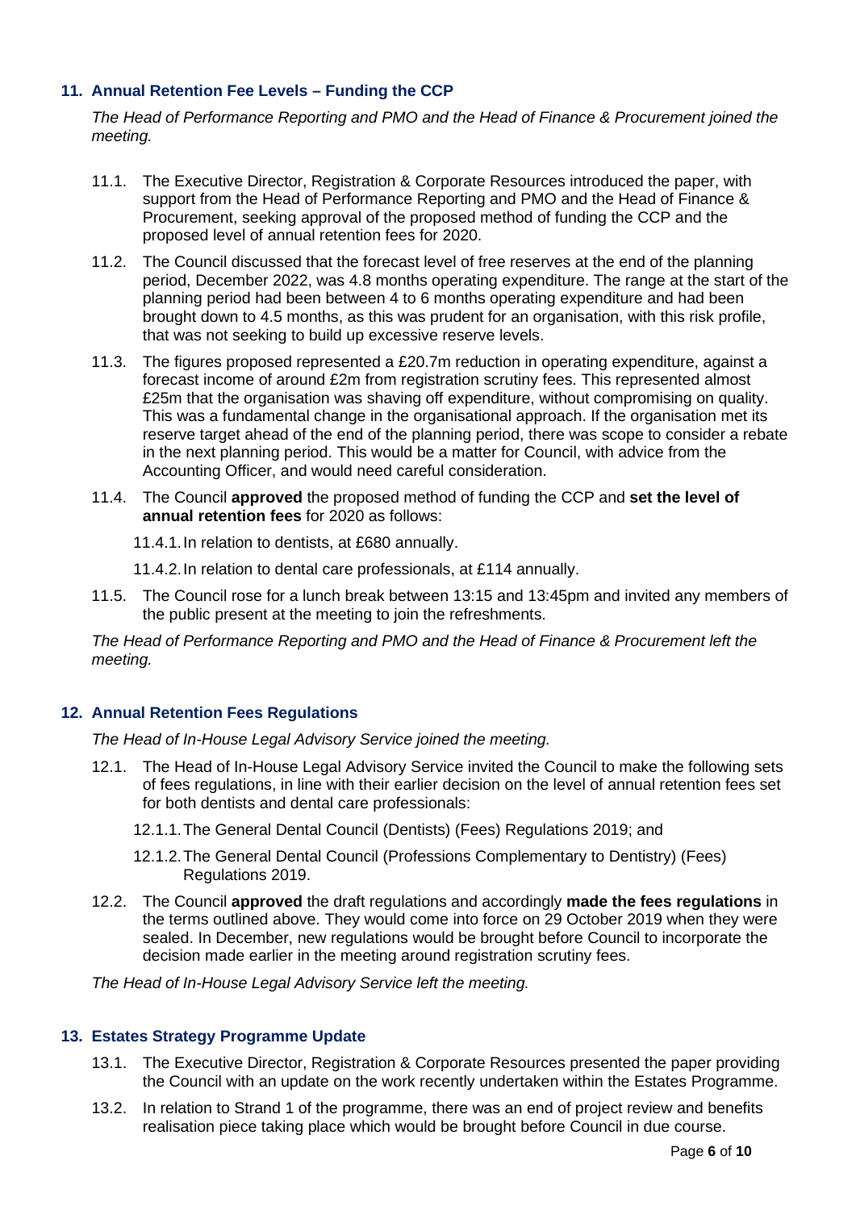## 11. Annual Retention Fee Levels – Funding the CCP

*The Head of Performance Reporting and PMO and the Head of Finance & Procurement joined the meeting.*

11.1. The Executive Director, Registration & Corporate Resources introduced the paper, with support from the Head of Performance Reporting and PMO and the Head of Finance & Procurement, seeking approval of the proposed method of funding the CCP and the proposed level of annual retention fees for 2020.

11.2. The Council discussed that the forecast level of free reserves at the end of the planning period, December 2022, was 4.8 months operating expenditure. The range at the start of the planning period had been between 4 to 6 months operating expenditure and had been brought down to 4.5 months, as this was prudent for an organisation, with this risk profile, that was not seeking to build up excessive reserve levels.

11.3. The figures proposed represented a £20.7m reduction in operating expenditure, against a forecast income of around £2m from registration scrutiny fees. This represented almost £25m that the organisation was shaving off expenditure, without compromising on quality. This was a fundamental change in the organisational approach. If the organisation met its reserve target ahead of the end of the planning period, there was scope to consider a rebate in the next planning period. This would be a matter for Council, with advice from the Accounting Officer, and would need careful consideration.

11.4. The Council **approved** the proposed method of funding the CCP and **set the level of annual retention fees** for 2020 as follows:

11.4.1. In relation to dentists, at £680 annually.

11.4.2. In relation to dental care professionals, at £114 annually.

11.5. The Council rose for a lunch break between 13:15 and 13:45pm and invited any members of the public present at the meeting to join the refreshments.

*The Head of Performance Reporting and PMO and the Head of Finance & Procurement left the meeting.*

## 12. Annual Retention Fees Regulations

*The Head of In-House Legal Advisory Service joined the meeting.*

12.1. The Head of In-House Legal Advisory Service invited the Council to make the following sets of fees regulations, in line with their earlier decision on the level of annual retention fees set for both dentists and dental care professionals:

12.1.1. The General Dental Council (Dentists) (Fees) Regulations 2019; and

12.1.2. The General Dental Council (Professions Complementary to Dentistry) (Fees) Regulations 2019.

12.2. The Council **approved** the draft regulations and accordingly **made the fees regulations** in the terms outlined above. They would come into force on 29 October 2019 when they were sealed. In December, new regulations would be brought before Council to incorporate the decision made earlier in the meeting around registration scrutiny fees.

*The Head of In-House Legal Advisory Service left the meeting.*

## 13. Estates Strategy Programme Update

13.1. The Executive Director, Registration & Corporate Resources presented the paper providing the Council with an update on the work recently undertaken within the Estates Programme.

13.2. In relation to Strand 1 of the programme, there was an end of project review and benefits realisation piece taking place which would be brought before Council in due course.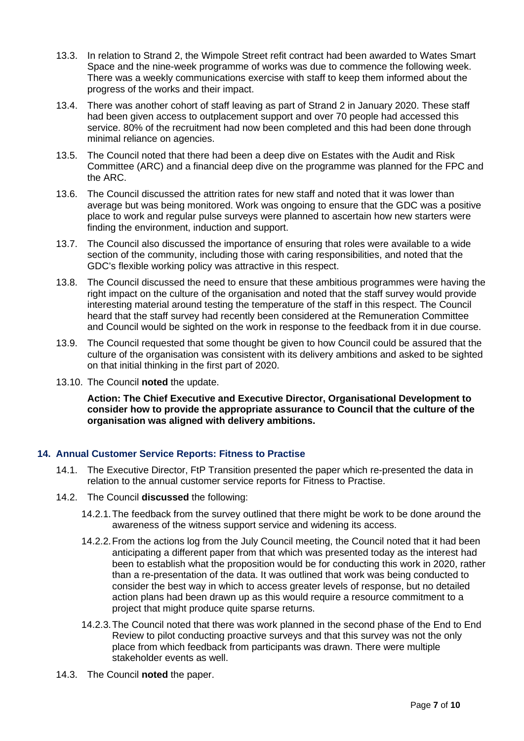13.3. In relation to Strand 2, the Wimpole Street refit contract had been awarded to Wates Smart Space and the nine-week programme of works was due to commence the following week. There was a weekly communications exercise with staff to keep them informed about the progress of the works and their impact.

13.4. There was another cohort of staff leaving as part of Strand 2 in January 2020. These staff had been given access to outplacement support and over 70 people had accessed this service. 80% of the recruitment had now been completed and this had been done through minimal reliance on agencies.

13.5. The Council noted that there had been a deep dive on Estates with the Audit and Risk Committee (ARC) and a financial deep dive on the programme was planned for the FPC and the ARC.

13.6. The Council discussed the attrition rates for new staff and noted that it was lower than average but was being monitored. Work was ongoing to ensure that the GDC was a positive place to work and regular pulse surveys were planned to ascertain how new starters were finding the environment, induction and support.

13.7. The Council also discussed the importance of ensuring that roles were available to a wide section of the community, including those with caring responsibilities, and noted that the GDC's flexible working policy was attractive in this respect.

13.8. The Council discussed the need to ensure that these ambitious programmes were having the right impact on the culture of the organisation and noted that the staff survey would provide interesting material around testing the temperature of the staff in this respect. The Council heard that the staff survey had recently been considered at the Remuneration Committee and Council would be sighted on the work in response to the feedback from it in due course.

13.9. The Council requested that some thought be given to how Council could be assured that the culture of the organisation was consistent with its delivery ambitions and asked to be sighted on that initial thinking in the first part of 2020.

13.10. The Council **noted** the update.

**Action: The Chief Executive and Executive Director, Organisational Development to consider how to provide the appropriate assurance to Council that the culture of the organisation was aligned with delivery ambitions.**

## 14. Annual Customer Service Reports: Fitness to Practise

14.1. The Executive Director, FtP Transition presented the paper which re-presented the data in relation to the annual customer service reports for Fitness to Practise.

14.2. The Council **discussed** the following:

14.2.1. The feedback from the survey outlined that there might be work to be done around the awareness of the witness support service and widening its access.

14.2.2. From the actions log from the July Council meeting, the Council noted that it had been anticipating a different paper from that which was presented today as the interest had been to establish what the proposition would be for conducting this work in 2020, rather than a re-presentation of the data. It was outlined that work was being conducted to consider the best way in which to access greater levels of response, but no detailed action plans had been drawn up as this would require a resource commitment to a project that might produce quite sparse returns.

14.2.3. The Council noted that there was work planned in the second phase of the End to End Review to pilot conducting proactive surveys and that this survey was not the only place from which feedback from participants was drawn. There were multiple stakeholder events as well.

14.3. The Council **noted** the paper.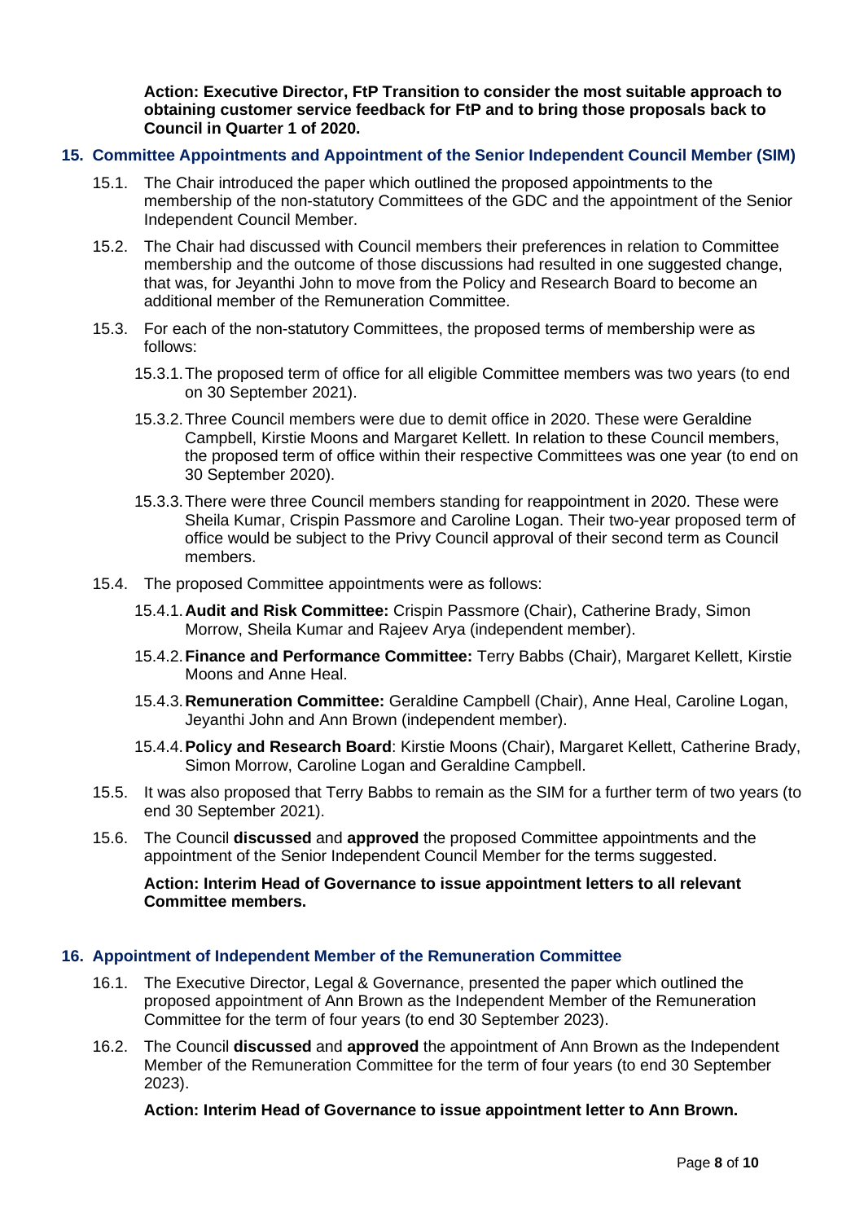**Action: Executive Director, FtP Transition to consider the most suitable approach to obtaining customer service feedback for FtP and to bring those proposals back to Council in Quarter 1 of 2020.**

## 15. Committee Appointments and Appointment of the Senior Independent Council Member (SIM)

15.1. The Chair introduced the paper which outlined the proposed appointments to the membership of the non-statutory Committees of the GDC and the appointment of the Senior Independent Council Member.

15.2. The Chair had discussed with Council members their preferences in relation to Committee membership and the outcome of those discussions had resulted in one suggested change, that was, for Jeyanthi John to move from the Policy and Research Board to become an additional member of the Remuneration Committee.

15.3. For each of the non-statutory Committees, the proposed terms of membership were as follows:

15.3.1. The proposed term of office for all eligible Committee members was two years (to end on 30 September 2021).

15.3.2. Three Council members were due to demit office in 2020. These were Geraldine Campbell, Kirstie Moons and Margaret Kellett. In relation to these Council members, the proposed term of office within their respective Committees was one year (to end on 30 September 2020).

15.3.3. There were three Council members standing for reappointment in 2020. These were Sheila Kumar, Crispin Passmore and Caroline Logan. Their two-year proposed term of office would be subject to the Privy Council approval of their second term as Council members.

15.4. The proposed Committee appointments were as follows:

15.4.1. **Audit and Risk Committee:** Crispin Passmore (Chair), Catherine Brady, Simon Morrow, Sheila Kumar and Rajeev Arya (independent member).

15.4.2. **Finance and Performance Committee:** Terry Babbs (Chair), Margaret Kellett, Kirstie Moons and Anne Heal.

15.4.3. **Remuneration Committee:** Geraldine Campbell (Chair), Anne Heal, Caroline Logan, Jeyanthi John and Ann Brown (independent member).

15.4.4. **Policy and Research Board**: Kirstie Moons (Chair), Margaret Kellett, Catherine Brady, Simon Morrow, Caroline Logan and Geraldine Campbell.

15.5. It was also proposed that Terry Babbs to remain as the SIM for a further term of two years (to end 30 September 2021).

15.6. The Council **discussed** and **approved** the proposed Committee appointments and the appointment of the Senior Independent Council Member for the terms suggested.

**Action: Interim Head of Governance to issue appointment letters to all relevant Committee members.**

## 16. Appointment of Independent Member of the Remuneration Committee

16.1. The Executive Director, Legal & Governance, presented the paper which outlined the proposed appointment of Ann Brown as the Independent Member of the Remuneration Committee for the term of four years (to end 30 September 2023).

16.2. The Council **discussed** and **approved** the appointment of Ann Brown as the Independent Member of the Remuneration Committee for the term of four years (to end 30 September 2023).

**Action: Interim Head of Governance to issue appointment letter to Ann Brown.**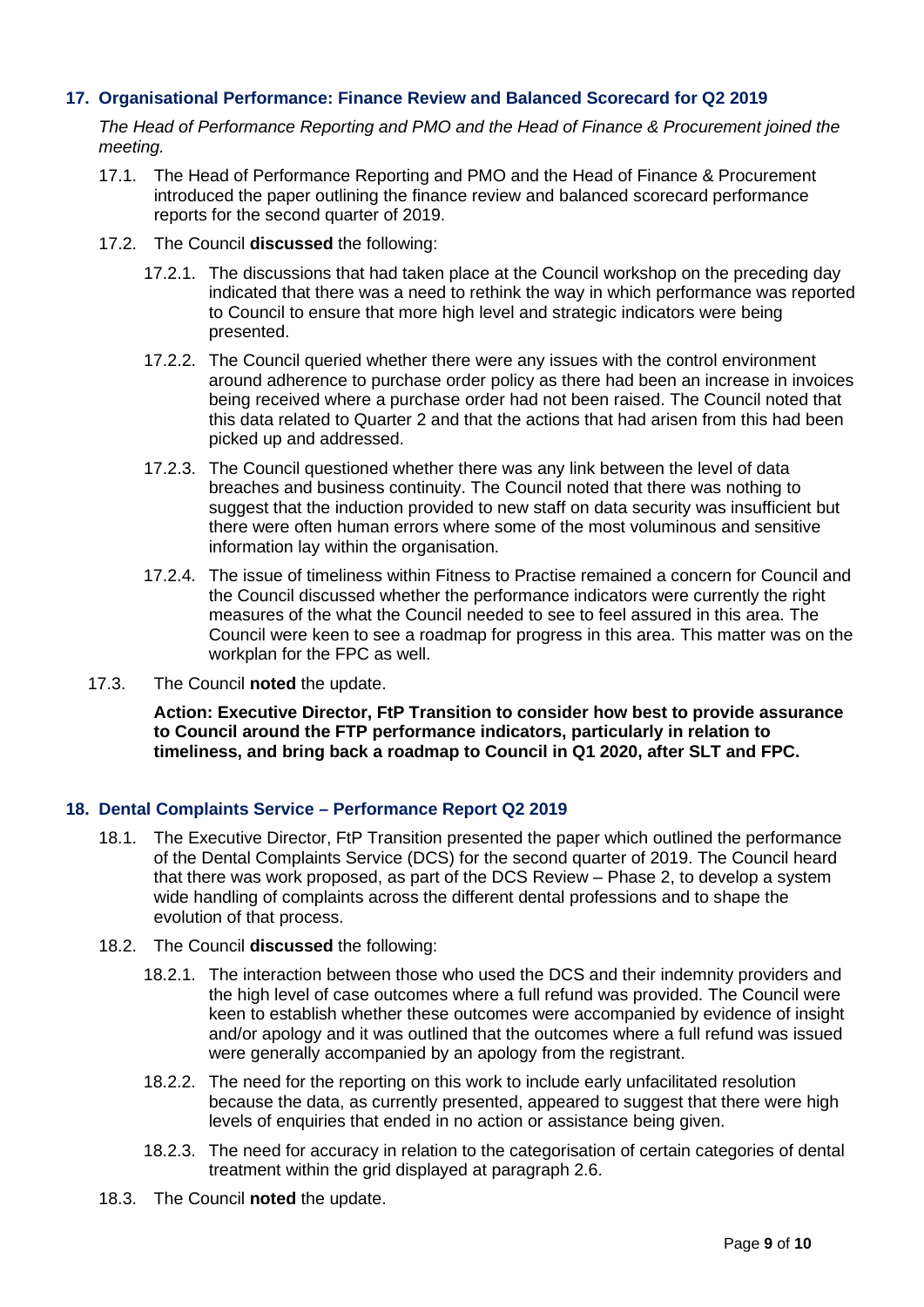## 17. Organisational Performance: Finance Review and Balanced Scorecard for Q2 2019

*The Head of Performance Reporting and PMO and the Head of Finance & Procurement joined the meeting.*

17.1. The Head of Performance Reporting and PMO and the Head of Finance & Procurement introduced the paper outlining the finance review and balanced scorecard performance reports for the second quarter of 2019.

17.2. The Council **discussed** the following:

17.2.1. The discussions that had taken place at the Council workshop on the preceding day indicated that there was a need to rethink the way in which performance was reported to Council to ensure that more high level and strategic indicators were being presented.

17.2.2. The Council queried whether there were any issues with the control environment around adherence to purchase order policy as there had been an increase in invoices being received where a purchase order had not been raised. The Council noted that this data related to Quarter 2 and that the actions that had arisen from this had been picked up and addressed.

17.2.3. The Council questioned whether there was any link between the level of data breaches and business continuity. The Council noted that there was nothing to suggest that the induction provided to new staff on data security was insufficient but there were often human errors where some of the most voluminous and sensitive information lay within the organisation.

17.2.4. The issue of timeliness within Fitness to Practise remained a concern for Council and the Council discussed whether the performance indicators were currently the right measures of the what the Council needed to see to feel assured in this area. The Council were keen to see a roadmap for progress in this area. This matter was on the workplan for the FPC as well.

17.3. The Council **noted** the update.

**Action: Executive Director, FtP Transition to consider how best to provide assurance to Council around the FTP performance indicators, particularly in relation to timeliness, and bring back a roadmap to Council in Q1 2020, after SLT and FPC.**

## 18. Dental Complaints Service – Performance Report Q2 2019

18.1. The Executive Director, FtP Transition presented the paper which outlined the performance of the Dental Complaints Service (DCS) for the second quarter of 2019. The Council heard that there was work proposed, as part of the DCS Review – Phase 2, to develop a system wide handling of complaints across the different dental professions and to shape the evolution of that process.

18.2. The Council **discussed** the following:

18.2.1. The interaction between those who used the DCS and their indemnity providers and the high level of case outcomes where a full refund was provided. The Council were keen to establish whether these outcomes were accompanied by evidence of insight and/or apology and it was outlined that the outcomes where a full refund was issued were generally accompanied by an apology from the registrant.

18.2.2. The need for the reporting on this work to include early unfacilitated resolution because the data, as currently presented, appeared to suggest that there were high levels of enquiries that ended in no action or assistance being given.

18.2.3. The need for accuracy in relation to the categorisation of certain categories of dental treatment within the grid displayed at paragraph 2.6.

18.3. The Council **noted** the update.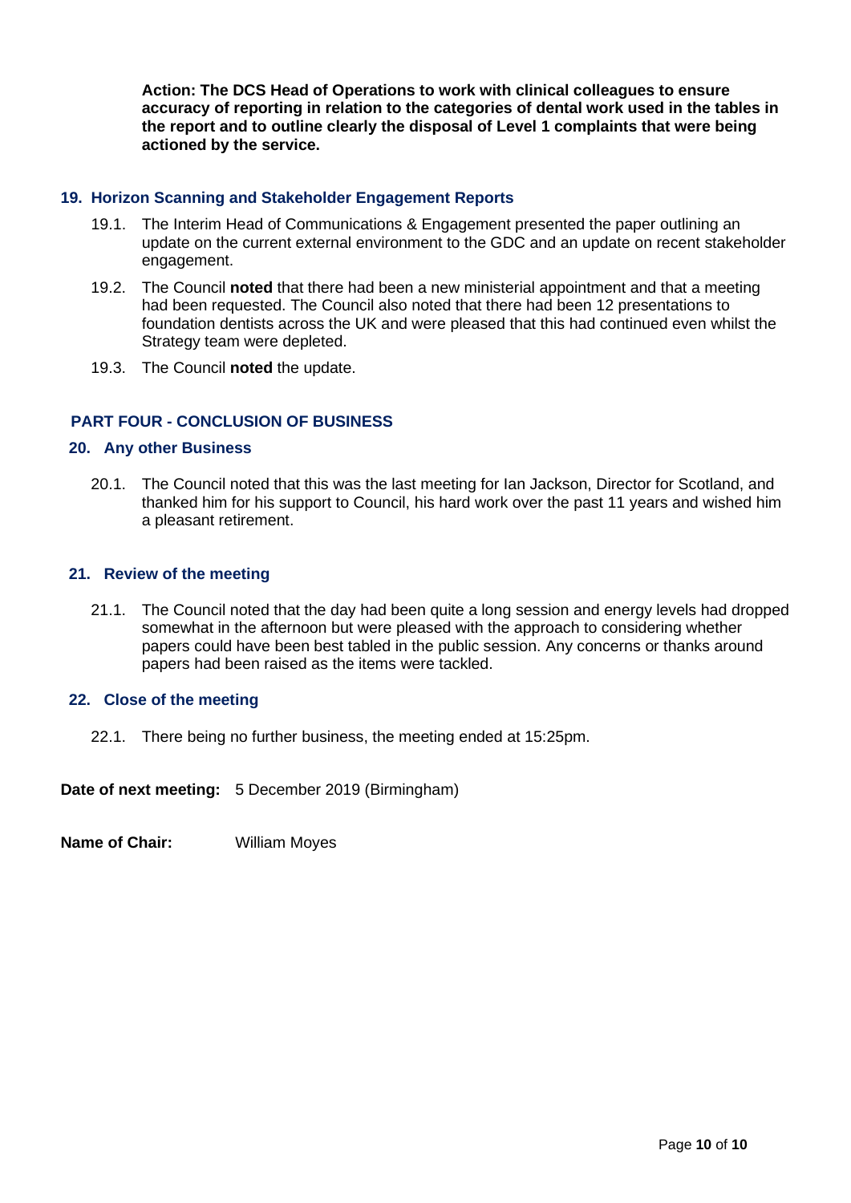**Action: The DCS Head of Operations to work with clinical colleagues to ensure accuracy of reporting in relation to the categories of dental work used in the tables in the report and to outline clearly the disposal of Level 1 complaints that were being actioned by the service.**

## 19. Horizon Scanning and Stakeholder Engagement Reports

19.1. The Interim Head of Communications & Engagement presented the paper outlining an update on the current external environment to the GDC and an update on recent stakeholder engagement.

19.2. The Council **noted** that there had been a new ministerial appointment and that a meeting had been requested. The Council also noted that there had been 12 presentations to foundation dentists across the UK and were pleased that this had continued even whilst the Strategy team were depleted.

19.3. The Council **noted** the update.

# PART FOUR - CONCLUSION OF BUSINESS

## 20. Any other Business

20.1. The Council noted that this was the last meeting for Ian Jackson, Director for Scotland, and thanked him for his support to Council, his hard work over the past 11 years and wished him a pleasant retirement.

## 21. Review of the meeting

21.1. The Council noted that the day had been quite a long session and energy levels had dropped somewhat in the afternoon but were pleased with the approach to considering whether papers could have been best tabled in the public session. Any concerns or thanks around papers had been raised as the items were tackled.

## 22. Close of the meeting

22.1. There being no further business, the meeting ended at 15:25pm.

**Date of next meeting:** 5 December 2019 (Birmingham)

**Name of Chair:** William Moyes